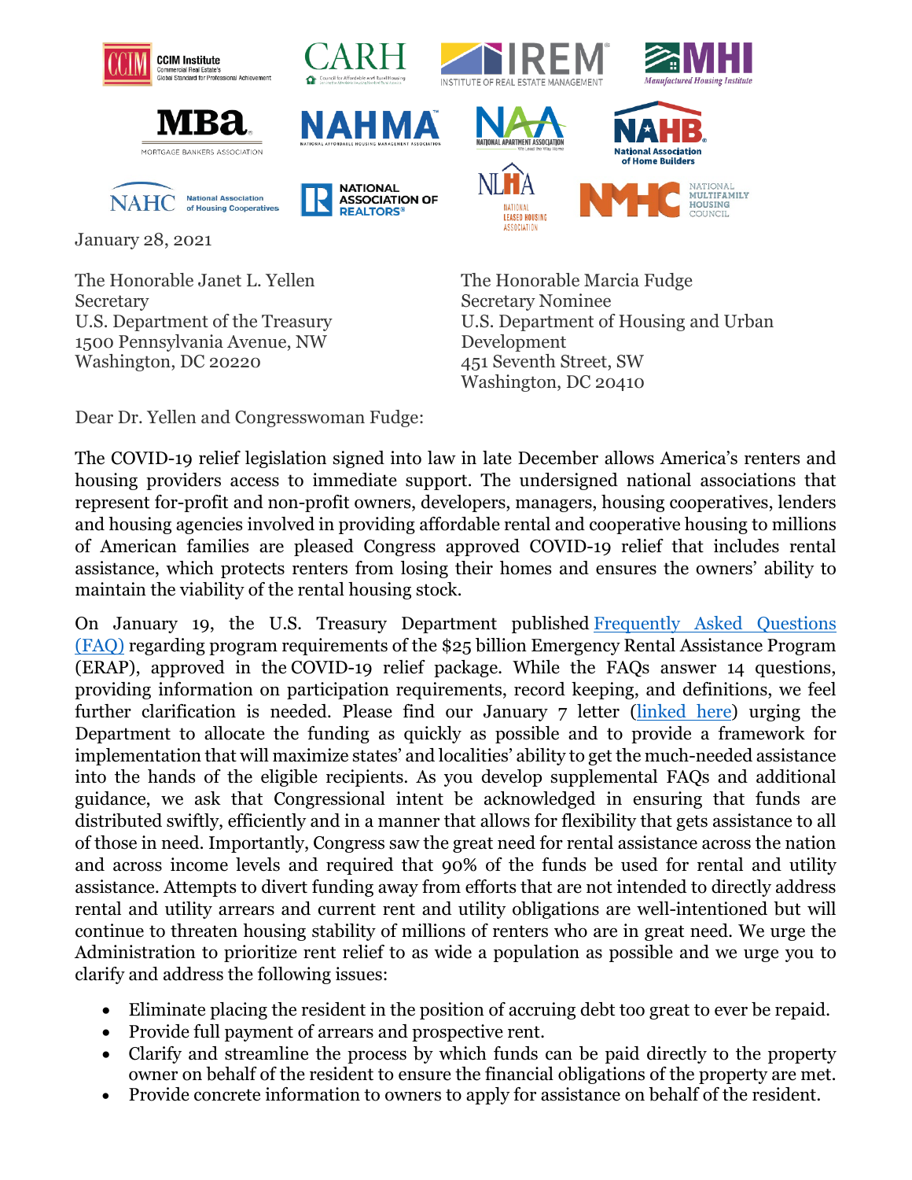January 28, 2021

The Honorable Janet L. Yellen
Secretary
U.S. Department of the Treasury
1500 Pennsylvania Avenue, NW
Washington, DC 20220

The Honorable Marcia Fudge
Secretary Nominee
U.S. Department of Housing and Urban Development
451 Seventh Street, SW
Washington, DC 20410

Dear Dr. Yellen and Congresswoman Fudge:

The COVID-19 relief legislation signed into law in late December allows America's renters and housing providers access to immediate support. The undersigned national associations that represent for-profit and non-profit owners, developers, managers, housing cooperatives, lenders and housing agencies involved in providing affordable rental and cooperative housing to millions of American families are pleased Congress approved COVID-19 relief that includes rental assistance, which protects renters from losing their homes and ensures the owners' ability to maintain the viability of the rental housing stock.

On January 19, the U.S. Treasury Department published Frequently Asked Questions (FAQ) regarding program requirements of the $25 billion Emergency Rental Assistance Program (ERAP), approved in the COVID-19 relief package. While the FAQs answer 14 questions, providing information on participation requirements, record keeping, and definitions, we feel further clarification is needed. Please find our January 7 letter (linked here) urging the Department to allocate the funding as quickly as possible and to provide a framework for implementation that will maximize states' and localities' ability to get the much-needed assistance into the hands of the eligible recipients. As you develop supplemental FAQs and additional guidance, we ask that Congressional intent be acknowledged in ensuring that funds are distributed swiftly, efficiently and in a manner that allows for flexibility that gets assistance to all of those in need. Importantly, Congress saw the great need for rental assistance across the nation and across income levels and required that 90% of the funds be used for rental and utility assistance. Attempts to divert funding away from efforts that are not intended to directly address rental and utility arrears and current rent and utility obligations are well-intentioned but will continue to threaten housing stability of millions of renters who are in great need. We urge the Administration to prioritize rent relief to as wide a population as possible and we urge you to clarify and address the following issues:

- Eliminate placing the resident in the position of accruing debt too great to ever be repaid.
- Provide full payment of arrears and prospective rent.
- Clarify and streamline the process by which funds can be paid directly to the property owner on behalf of the resident to ensure the financial obligations of the property are met.
- Provide concrete information to owners to apply for assistance on behalf of the resident.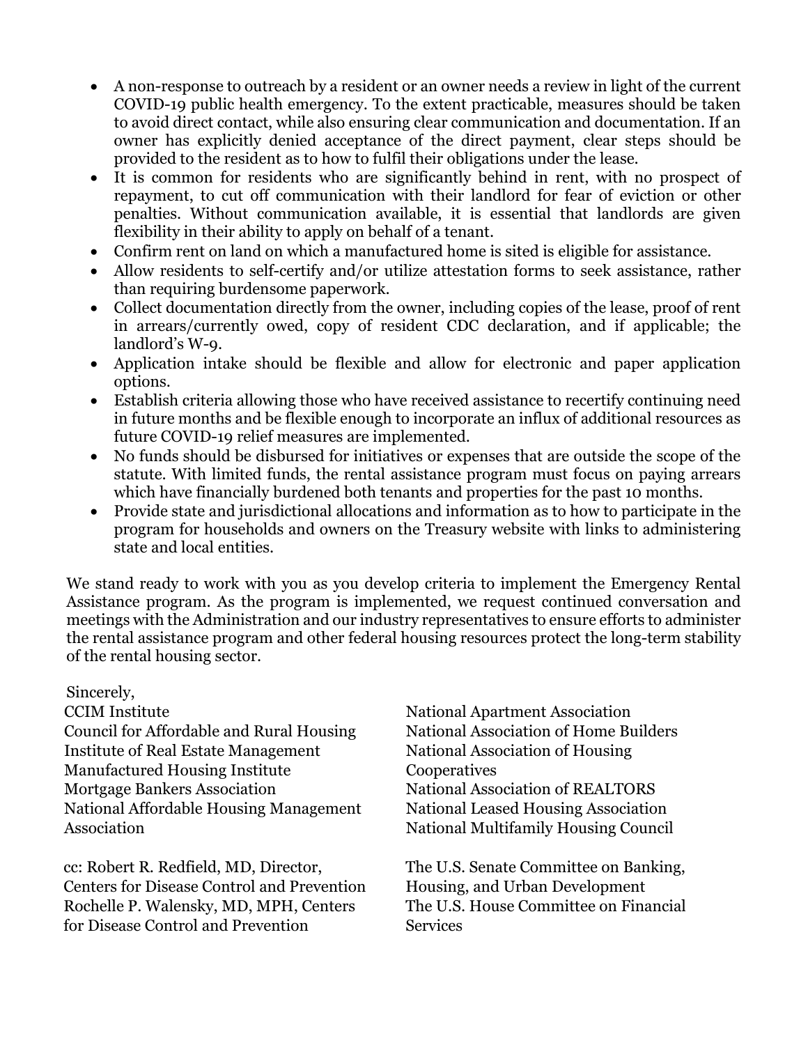- A non-response to outreach by a resident or an owner needs a review in light of the current COVID-19 public health emergency. To the extent practicable, measures should be taken to avoid direct contact, while also ensuring clear communication and documentation. If an owner has explicitly denied acceptance of the direct payment, clear steps should be provided to the resident as to how to fulfil their obligations under the lease.
- It is common for residents who are significantly behind in rent, with no prospect of repayment, to cut off communication with their landlord for fear of eviction or other penalties. Without communication available, it is essential that landlords are given flexibility in their ability to apply on behalf of a tenant.
- Confirm rent on land on which a manufactured home is sited is eligible for assistance.
- Allow residents to self-certify and/or utilize attestation forms to seek assistance, rather than requiring burdensome paperwork.
- Collect documentation directly from the owner, including copies of the lease, proof of rent in arrears/currently owed, copy of resident CDC declaration, and if applicable; the landlord's W-9.
- Application intake should be flexible and allow for electronic and paper application options.
- Establish criteria allowing those who have received assistance to recertify continuing need in future months and be flexible enough to incorporate an influx of additional resources as future COVID-19 relief measures are implemented.
- No funds should be disbursed for initiatives or expenses that are outside the scope of the statute. With limited funds, the rental assistance program must focus on paying arrears which have financially burdened both tenants and properties for the past 10 months.
- Provide state and jurisdictional allocations and information as to how to participate in the program for households and owners on the Treasury website with links to administering state and local entities.

We stand ready to work with you as you develop criteria to implement the Emergency Rental Assistance program. As the program is implemented, we request continued conversation and meetings with the Administration and our industry representatives to ensure efforts to administer the rental assistance program and other federal housing resources protect the long-term stability of the rental housing sector.

Sincerely,

CCIM Institute
Council for Affordable and Rural Housing
Institute of Real Estate Management
Manufactured Housing Institute
Mortgage Bankers Association
National Affordable Housing Management Association
National Apartment Association
National Association of Home Builders
National Association of Housing Cooperatives
National Association of REALTORS
National Leased Housing Association
National Multifamily Housing Council

cc: Robert R. Redfield, MD, Director, Centers for Disease Control and Prevention
Rochelle P. Walensky, MD, MPH, Centers for Disease Control and Prevention
The U.S. Senate Committee on Banking, Housing, and Urban Development
The U.S. House Committee on Financial Services